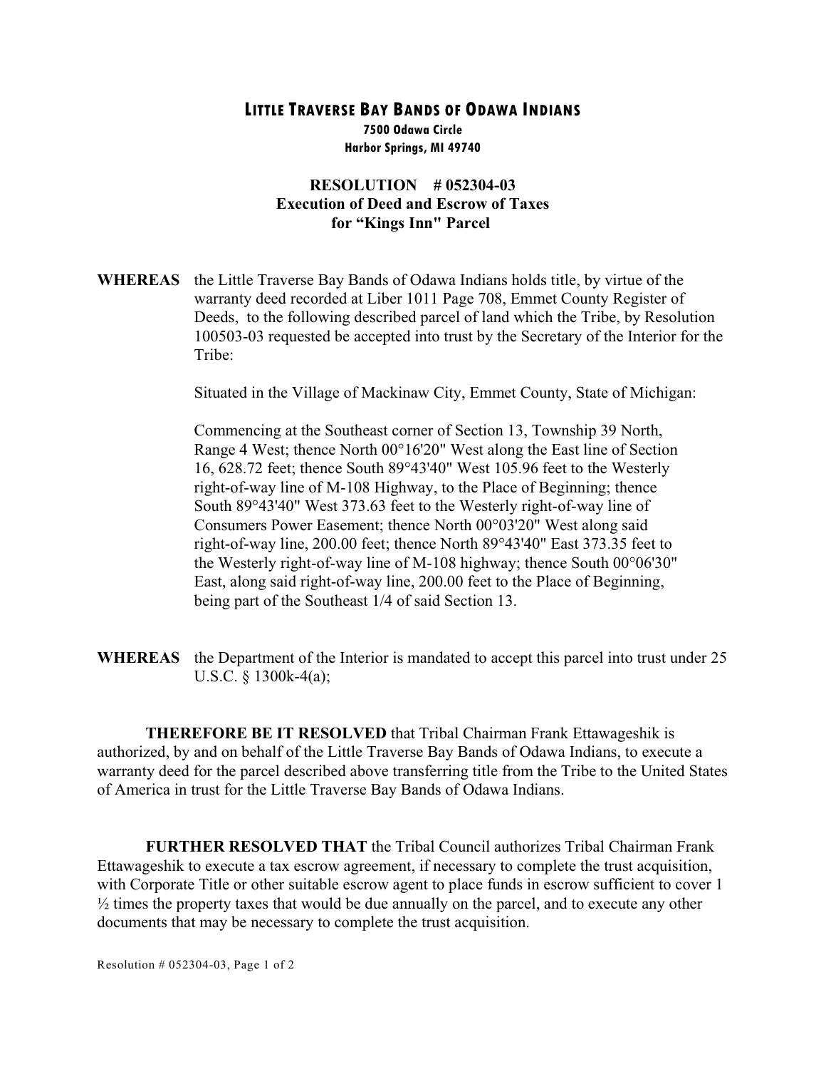# LITTLE TRAVERSE BAY BANDS OF ODAWA INDIANS

**7500 Odawa Circle**
**Harbor Springs, MI 49740**

## RESOLUTION # 052304-03
## Execution of Deed and Escrow of Taxes for "Kings Inn" Parcel

**WHEREAS** the Little Traverse Bay Bands of Odawa Indians holds title, by virtue of the warranty deed recorded at Liber 1011 Page 708, Emmet County Register of Deeds, to the following described parcel of land which the Tribe, by Resolution 100503-03 requested be accepted into trust by the Secretary of the Interior for the Tribe:

Situated in the Village of Mackinaw City, Emmet County, State of Michigan:

Commencing at the Southeast corner of Section 13, Township 39 North, Range 4 West; thence North 00°16'20" West along the East line of Section 16, 628.72 feet; thence South 89°43'40" West 105.96 feet to the Westerly right-of-way line of M-108 Highway, to the Place of Beginning; thence South 89°43'40" West 373.63 feet to the Westerly right-of-way line of Consumers Power Easement; thence North 00°03'20" West along said right-of-way line, 200.00 feet; thence North 89°43'40" East 373.35 feet to the Westerly right-of-way line of M-108 highway; thence South 00°06'30" East, along said right-of-way line, 200.00 feet to the Place of Beginning, being part of the Southeast 1/4 of said Section 13.

**WHEREAS** the Department of the Interior is mandated to accept this parcel into trust under 25 U.S.C. § 1300k-4(a);

**THEREFORE BE IT RESOLVED** that Tribal Chairman Frank Ettawageshik is authorized, by and on behalf of the Little Traverse Bay Bands of Odawa Indians, to execute a warranty deed for the parcel described above transferring title from the Tribe to the United States of America in trust for the Little Traverse Bay Bands of Odawa Indians.

**FURTHER RESOLVED THAT** the Tribal Council authorizes Tribal Chairman Frank Ettawageshik to execute a tax escrow agreement, if necessary to complete the trust acquisition, with Corporate Title or other suitable escrow agent to place funds in escrow sufficient to cover 1 ½ times the property taxes that would be due annually on the parcel, and to execute any other documents that may be necessary to complete the trust acquisition.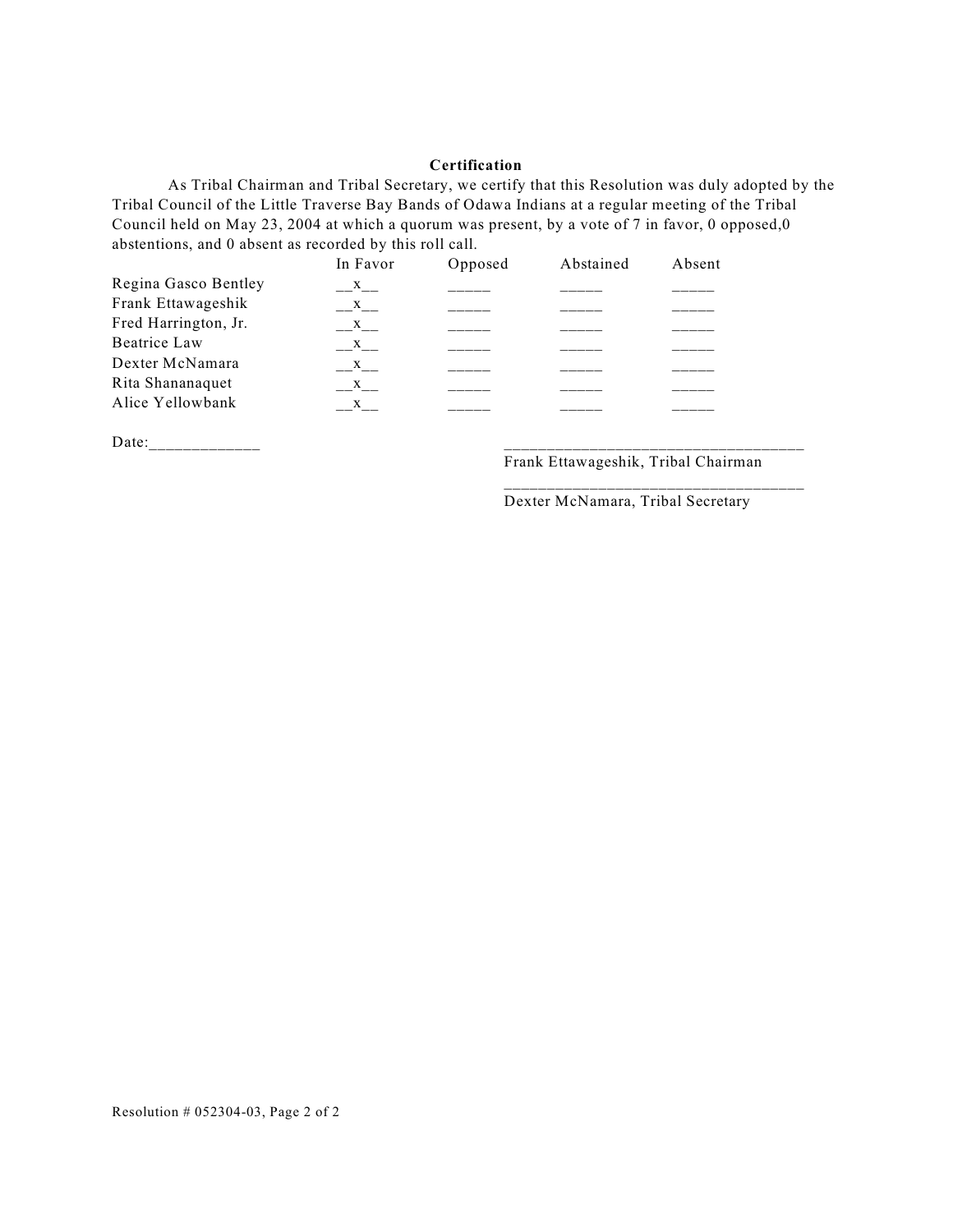**Certification**

As Tribal Chairman and Tribal Secretary, we certify that this Resolution was duly adopted by the Tribal Council of the Little Traverse Bay Bands of Odawa Indians at a regular meeting of the Tribal Council held on May 23, 2004 at which a quorum was present, by a vote of 7 in favor, 0 opposed,0 abstentions, and 0 absent as recorded by this roll call.

| | In Favor | Opposed | Abstained | Absent |
|---|---|---|---|---|
| Regina Gasco Bentley | x | | | |
| Frank Ettawageshik | x | | | |
| Fred Harrington, Jr. | x | | | |
| Beatrice Law | x | | | |
| Dexter McNamara | x | | | |
| Rita Shananaquet | x | | | |
| Alice Yellowbank | x | | | |

Date:____________

___________________________________
Frank Ettawageshik, Tribal Chairman

___________________________________
Dexter McNamara, Tribal Secretary

Resolution # 052304-03, Page 2 of 2